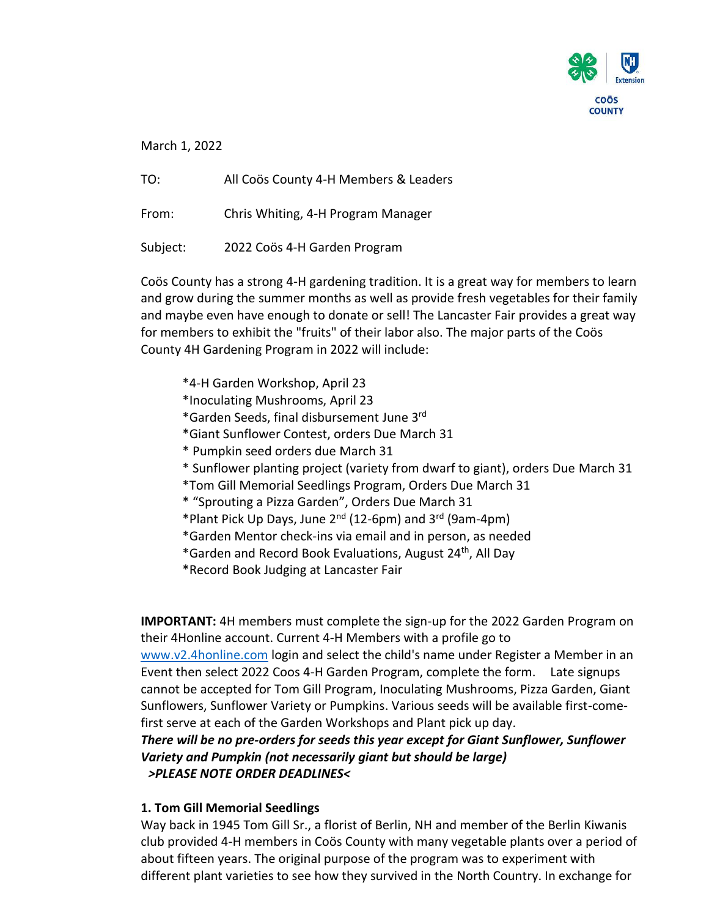COÖS COUNTY

March 1, 2022

TO: All Coös County 4-H Members & Leaders

From: Chris Whiting, 4-H Program Manager

Subject: 2022 Coös 4-H Garden Program

Coös County has a strong 4-H gardening tradition. It is a great way for members to learn and grow during the summer months as well as provide fresh vegetables for their family and maybe even have enough to donate or sell! The Lancaster Fair provides a great way for members to exhibit the "fruits" of their labor also. The major parts of the Coös County 4H Gardening Program in 2022 will include:

*4-H Garden Workshop, April 23
*Inoculating Mushrooms, April 23
*Garden Seeds, final disbursement June 3rd
*Giant Sunflower Contest, orders Due March 31
* Pumpkin seed orders due March 31
* Sunflower planting project (variety from dwarf to giant), orders Due March 31
*Tom Gill Memorial Seedlings Program, Orders Due March 31
* "Sprouting a Pizza Garden", Orders Due March 31
*Plant Pick Up Days, June 2nd (12-6pm) and 3rd (9am-4pm)
*Garden Mentor check-ins via email and in person, as needed
*Garden and Record Book Evaluations, August 24th, All Day
*Record Book Judging at Lancaster Fair

**IMPORTANT:** 4H members must complete the sign-up for the 2022 Garden Program on their 4Honline account. Current 4-H Members with a profile go to www.v2.4honline.com login and select the child's name under Register a Member in an Event then select 2022 Coos 4-H Garden Program, complete the form. Late signups cannot be accepted for Tom Gill Program, Inoculating Mushrooms, Pizza Garden, Giant Sunflowers, Sunflower Variety or Pumpkins. Various seeds will be available first-come-first serve at each of the Garden Workshops and Plant pick up day.

***There will be no pre-orders for seeds this year except for Giant Sunflower, Sunflower Variety and Pumpkin (not necessarily giant but should be large)***
***>PLEASE NOTE ORDER DEADLINES<***

**1. Tom Gill Memorial Seedlings**

Way back in 1945 Tom Gill Sr., a florist of Berlin, NH and member of the Berlin Kiwanis club provided 4-H members in Coös County with many vegetable plants over a period of about fifteen years. The original purpose of the program was to experiment with different plant varieties to see how they survived in the North Country. In exchange for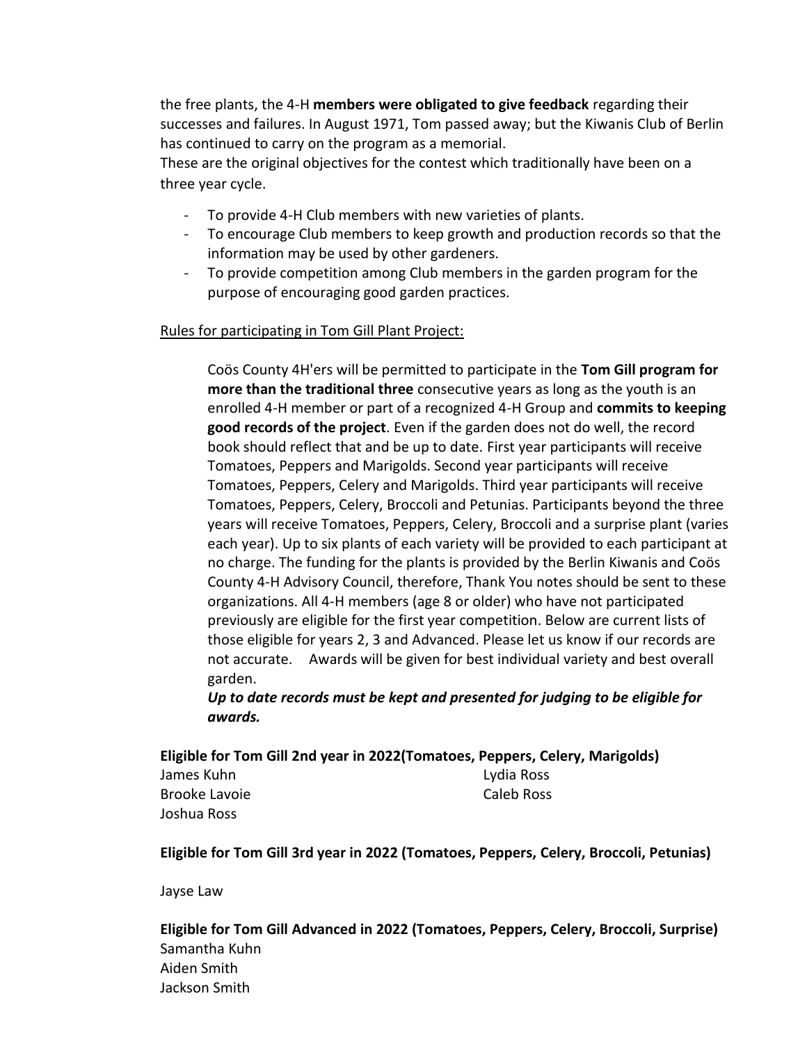the free plants, the 4-H **members were obligated to give feedback** regarding their successes and failures. In August 1971, Tom passed away; but the Kiwanis Club of Berlin has continued to carry on the program as a memorial.

These are the original objectives for the contest which traditionally have been on a three year cycle.

- To provide 4-H Club members with new varieties of plants.
- To encourage Club members to keep growth and production records so that the information may be used by other gardeners.
- To provide competition among Club members in the garden program for the purpose of encouraging good garden practices.

Rules for participating in Tom Gill Plant Project:

Coös County 4H'ers will be permitted to participate in the **Tom Gill program for more than the traditional three** consecutive years as long as the youth is an enrolled 4-H member or part of a recognized 4-H Group and **commits to keeping good records of the project**. Even if the garden does not do well, the record book should reflect that and be up to date. First year participants will receive Tomatoes, Peppers and Marigolds. Second year participants will receive Tomatoes, Peppers, Celery and Marigolds. Third year participants will receive Tomatoes, Peppers, Celery, Broccoli and Petunias. Participants beyond the three years will receive Tomatoes, Peppers, Celery, Broccoli and a surprise plant (varies each year). Up to six plants of each variety will be provided to each participant at no charge. The funding for the plants is provided by the Berlin Kiwanis and Coös County 4-H Advisory Council, therefore, Thank You notes should be sent to these organizations. All 4-H members (age 8 or older) who have not participated previously are eligible for the first year competition. Below are current lists of those eligible for years 2, 3 and Advanced. Please let us know if our records are not accurate. Awards will be given for best individual variety and best overall garden.

***Up to date records must be kept and presented for judging to be eligible for awards.***

**Eligible for Tom Gill 2nd year in 2022(Tomatoes, Peppers, Celery, Marigolds)**

James Kuhn
Brooke Lavoie
Joshua Ross
Lydia Ross
Caleb Ross

**Eligible for Tom Gill 3rd year in 2022 (Tomatoes, Peppers, Celery, Broccoli, Petunias)**

Jayse Law

**Eligible for Tom Gill Advanced in 2022 (Tomatoes, Peppers, Celery, Broccoli, Surprise)**

Samantha Kuhn
Aiden Smith
Jackson Smith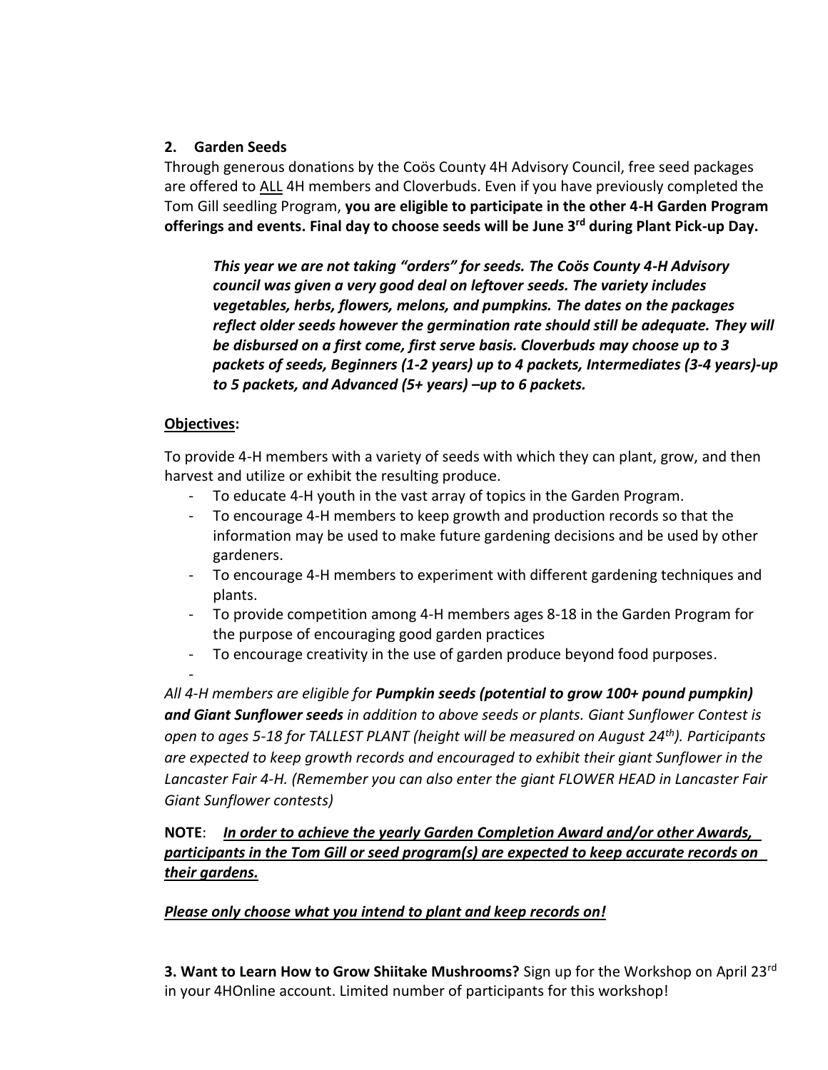## 2. Garden Seeds

Through generous donations by the Coös County 4H Advisory Council, free seed packages are offered to ALL 4H members and Cloverbuds. Even if you have previously completed the Tom Gill seedling Program, **you are eligible to participate in the other 4-H Garden Program offerings and events. Final day to choose seeds will be June 3rd during Plant Pick-up Day.**

> ***This year we are not taking "orders" for seeds. The Coös County 4-H Advisory council was given a very good deal on leftover seeds. The variety includes vegetables, herbs, flowers, melons, and pumpkins. The dates on the packages reflect older seeds however the germination rate should still be adequate. They will be disbursed on a first come, first serve basis. Cloverbuds may choose up to 3 packets of seeds, Beginners (1-2 years) up to 4 packets, Intermediates (3-4 years)-up to 5 packets, and Advanced (5+ years) –up to 6 packets.***

**Objectives:**

To provide 4-H members with a variety of seeds with which they can plant, grow, and then harvest and utilize or exhibit the resulting produce.

- To educate 4-H youth in the vast array of topics in the Garden Program.
- To encourage 4-H members to keep growth and production records so that the information may be used to make future gardening decisions and be used by other gardeners.
- To encourage 4-H members to experiment with different gardening techniques and plants.
- To provide competition among 4-H members ages 8-18 in the Garden Program for the purpose of encouraging good garden practices
- To encourage creativity in the use of garden produce beyond food purposes.

*All 4-H members are eligible for **Pumpkin seeds (potential to grow 100+ pound pumpkin) and Giant Sunflower seeds** in addition to above seeds or plants. Giant Sunflower Contest is open to ages 5-18 for TALLEST PLANT (height will be measured on August 24th). Participants are expected to keep growth records and encouraged to exhibit their giant Sunflower in the Lancaster Fair 4-H. (Remember you can also enter the giant FLOWER HEAD in Lancaster Fair Giant Sunflower contests)*

**NOTE**: ***In order to achieve the yearly Garden Completion Award and/or other Awards, participants in the Tom Gill or seed program(s) are expected to keep accurate records on their gardens.***

***Please only choose what you intend to plant and keep records on!***

**3. Want to Learn How to Grow Shiitake Mushrooms?** Sign up for the Workshop on April 23rd in your 4HOnline account. Limited number of participants for this workshop!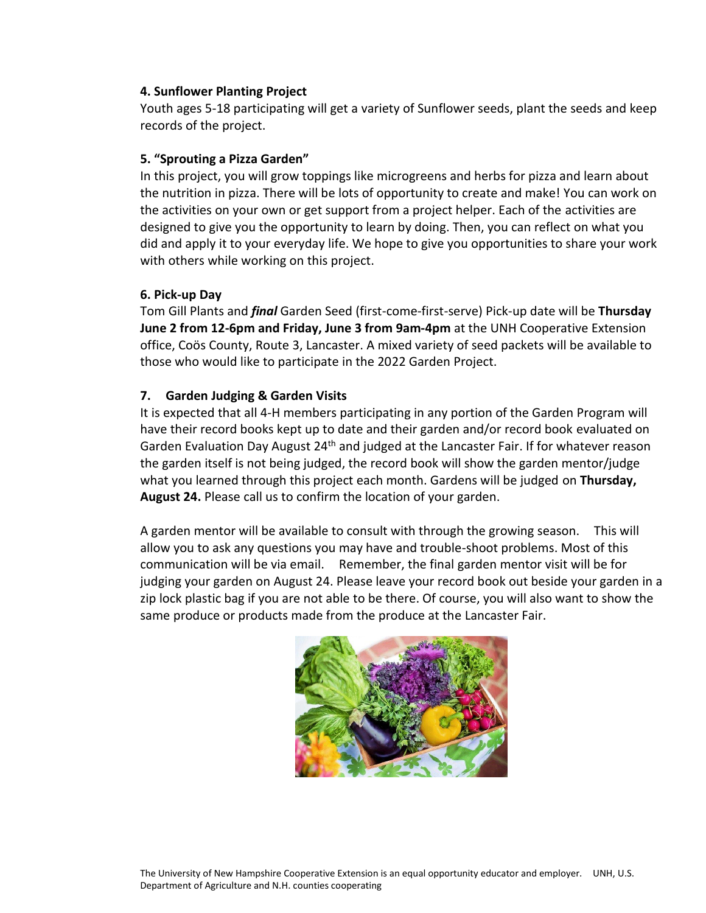**4. Sunflower Planting Project**

Youth ages 5-18 participating will get a variety of Sunflower seeds, plant the seeds and keep records of the project.

**5. "Sprouting a Pizza Garden"**

In this project, you will grow toppings like microgreens and herbs for pizza and learn about the nutrition in pizza. There will be lots of opportunity to create and make! You can work on the activities on your own or get support from a project helper. Each of the activities are designed to give you the opportunity to learn by doing. Then, you can reflect on what you did and apply it to your everyday life. We hope to give you opportunities to share your work with others while working on this project.

**6. Pick-up Day**

Tom Gill Plants and ***final*** Garden Seed (first-come-first-serve) Pick-up date will be **Thursday June 2 from 12-6pm and Friday, June 3 from 9am-4pm** at the UNH Cooperative Extension office, Coös County, Route 3, Lancaster. A mixed variety of seed packets will be available to those who would like to participate in the 2022 Garden Project.

**7. Garden Judging & Garden Visits**

It is expected that all 4-H members participating in any portion of the Garden Program will have their record books kept up to date and their garden and/or record book evaluated on Garden Evaluation Day August 24th and judged at the Lancaster Fair. If for whatever reason the garden itself is not being judged, the record book will show the garden mentor/judge what you learned through this project each month. Gardens will be judged on **Thursday, August 24.** Please call us to confirm the location of your garden.

A garden mentor will be available to consult with through the growing season. This will allow you to ask any questions you may have and trouble-shoot problems. Most of this communication will be via email. Remember, the final garden mentor visit will be for judging your garden on August 24. Please leave your record book out beside your garden in a zip lock plastic bag if you are not able to be there. Of course, you will also want to show the same produce or products made from the produce at the Lancaster Fair.

The University of New Hampshire Cooperative Extension is an equal opportunity educator and employer. UNH, U.S. Department of Agriculture and N.H. counties cooperating